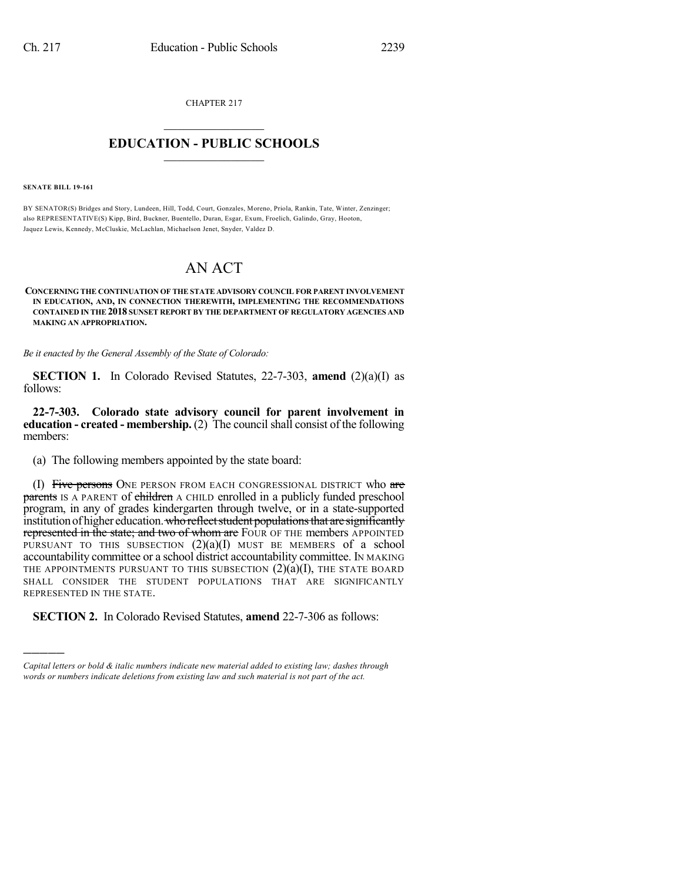CHAPTER 217

# EDUCATION - PUBLIC SCHOOLS

**SENATE BILL 19-161**

BY SENATOR(S) Bridges and Story, Lundeen, Hill, Todd, Court, Gonzales, Moreno, Priola, Rankin, Tate, Winter, Zenzinger; also REPRESENTATIVE(S) Kipp, Bird, Buckner, Buentello, Duran, Esgar, Exum, Froelich, Galindo, Gray, Hooton, Jaquez Lewis, Kennedy, McCluskie, McLachlan, Michaelson Jenet, Snyder, Valdez D.

# AN ACT

**CONCERNING THE CONTINUATION OF THE STATE ADVISORY COUNCIL FOR PARENT INVOLVEMENT IN EDUCATION, AND, IN CONNECTION THEREWITH, IMPLEMENTING THE RECOMMENDATIONS CONTAINED IN THE 2018 SUNSET REPORT BY THE DEPARTMENT OF REGULATORY AGENCIES AND MAKING AN APPROPRIATION.**

*Be it enacted by the General Assembly of the State of Colorado:*

**SECTION 1.** In Colorado Revised Statutes, 22-7-303, **amend** (2)(a)(I) as follows:

**22-7-303. Colorado state advisory council for parent involvement in education - created - membership.** (2) The council shall consist of the following members:

(a) The following members appointed by the state board:

(I) ~~Five persons~~ ONE PERSON FROM EACH CONGRESSIONAL DISTRICT who ~~are parents~~ IS A PARENT of ~~children~~ A CHILD enrolled in a publicly funded preschool program, in any of grades kindergarten through twelve, or in a state-supported institution of higher education. ~~who reflect student populations that are significantly represented in the state; and two of whom are~~ FOUR OF THE members APPOINTED PURSUANT TO THIS SUBSECTION (2)(a)(I) MUST BE MEMBERS of a school accountability committee or a school district accountability committee. IN MAKING THE APPOINTMENTS PURSUANT TO THIS SUBSECTION (2)(a)(I), THE STATE BOARD SHALL CONSIDER THE STUDENT POPULATIONS THAT ARE SIGNIFICANTLY REPRESENTED IN THE STATE.

**SECTION 2.** In Colorado Revised Statutes, **amend** 22-7-306 as follows:

---

*Capital letters or bold & italic numbers indicate new material added to existing law; dashes through words or numbers indicate deletions from existing law and such material is not part of the act.*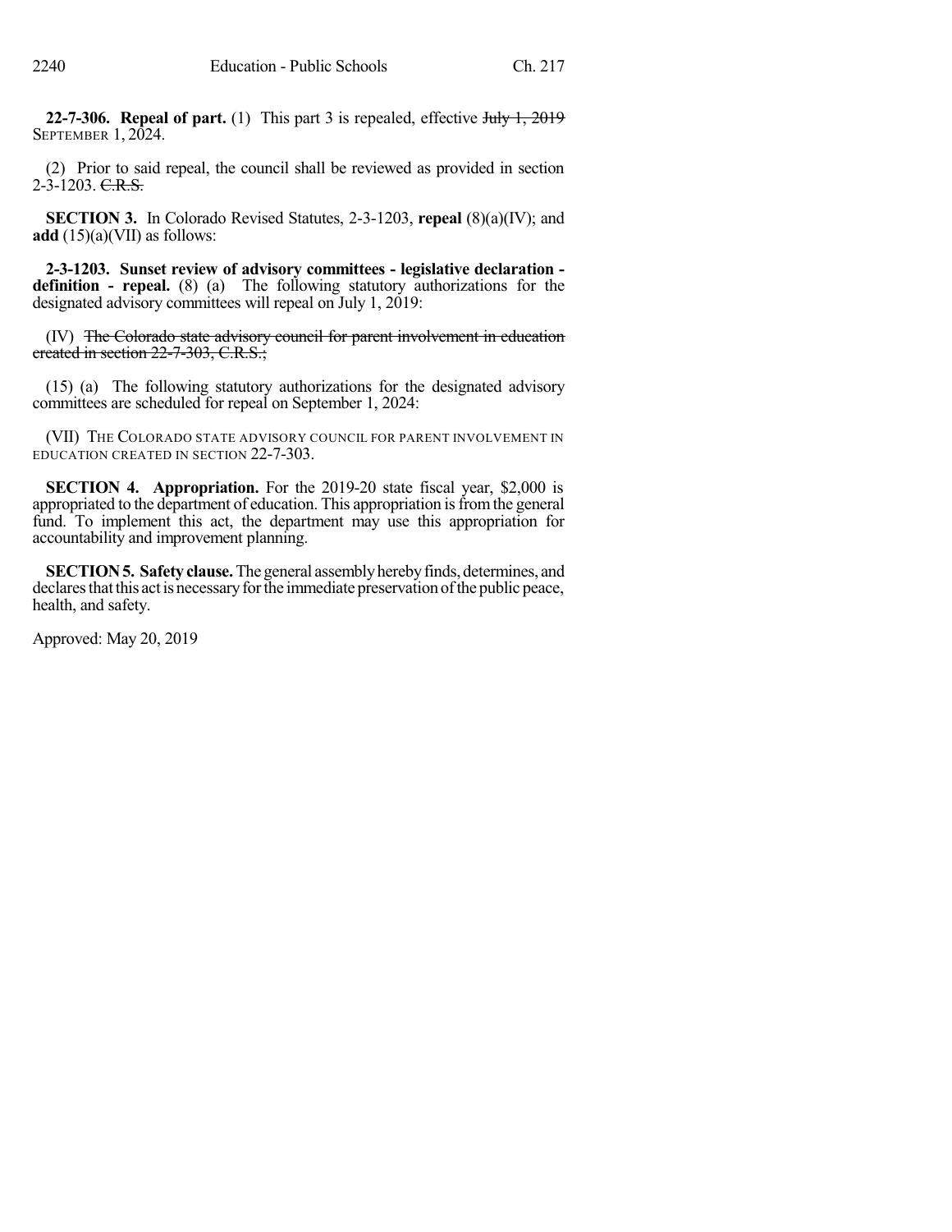**22-7-306. Repeal of part.** (1) This part 3 is repealed, effective ~~July 1, 2019~~ SEPTEMBER 1, 2024.

(2) Prior to said repeal, the council shall be reviewed as provided in section 2-3-1203. ~~C.R.S.~~

**SECTION 3.** In Colorado Revised Statutes, 2-3-1203, **repeal** (8)(a)(IV); and **add** (15)(a)(VII) as follows:

**2-3-1203. Sunset review of advisory committees - legislative declaration - definition - repeal.** (8) (a) The following statutory authorizations for the designated advisory committees will repeal on July 1, 2019:

(IV) ~~The Colorado state advisory council for parent involvement in education created in section 22-7-303, C.R.S.;~~

(15) (a) The following statutory authorizations for the designated advisory committees are scheduled for repeal on September 1, 2024:

(VII) THE COLORADO STATE ADVISORY COUNCIL FOR PARENT INVOLVEMENT IN EDUCATION CREATED IN SECTION 22-7-303.

**SECTION 4. Appropriation.** For the 2019-20 state fiscal year, $2,000 is appropriated to the department of education. This appropriation is from the general fund. To implement this act, the department may use this appropriation for accountability and improvement planning.

**SECTION 5. Safety clause.** The general assembly hereby finds, determines, and declares that this act is necessary for the immediate preservation of the public peace, health, and safety.

Approved: May 20, 2019